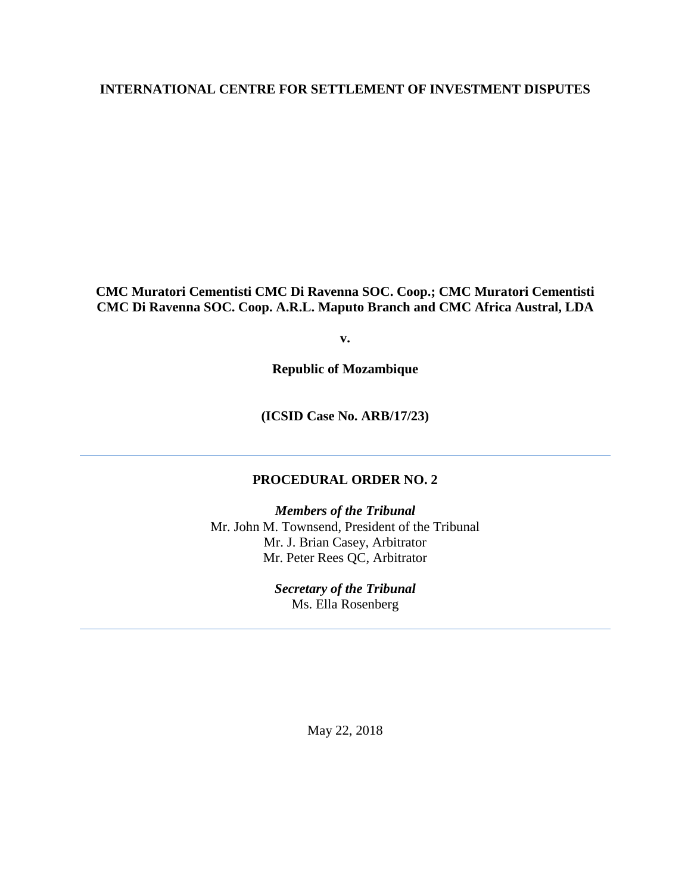**INTERNATIONAL CENTRE FOR SETTLEMENT OF INVESTMENT DISPUTES**

**CMC Muratori Cementisti CMC Di Ravenna SOC. Coop.; CMC Muratori Cementisti CMC Di Ravenna SOC. Coop. A.R.L. Maputo Branch and CMC Africa Austral, LDA**

**v.**

**Republic of Mozambique**

**(ICSID Case No. ARB/17/23)**

---

# PROCEDURAL ORDER NO. 2

***Members of the Tribunal***
Mr. John M. Townsend, President of the Tribunal
Mr. J. Brian Casey, Arbitrator
Mr. Peter Rees QC, Arbitrator

***Secretary of the Tribunal***
Ms. Ella Rosenberg

---

May 22, 2018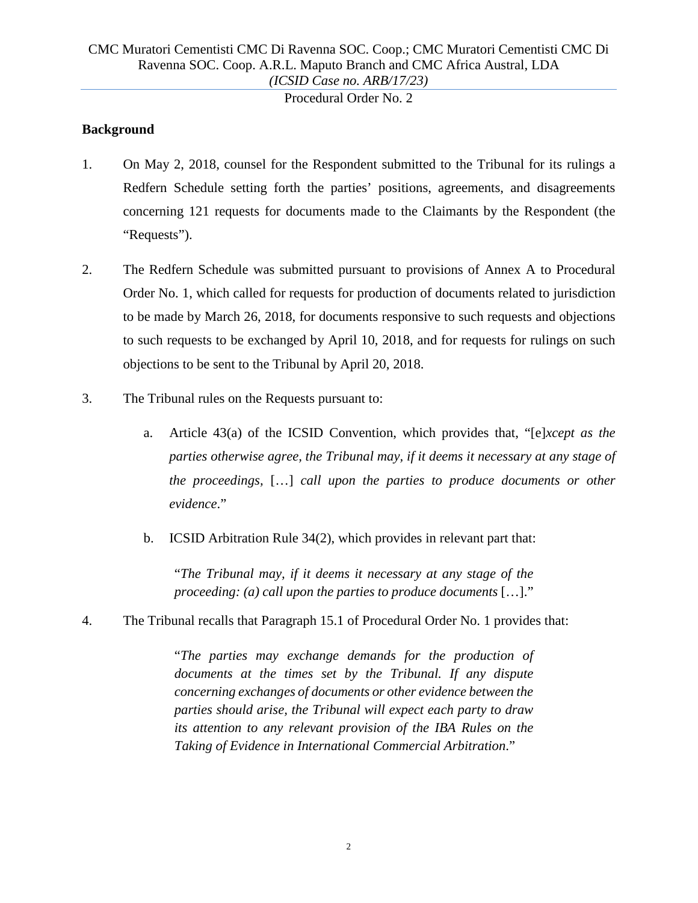## Background

1. On May 2, 2018, counsel for the Respondent submitted to the Tribunal for its rulings a Redfern Schedule setting forth the parties' positions, agreements, and disagreements concerning 121 requests for documents made to the Claimants by the Respondent (the "Requests").

2. The Redfern Schedule was submitted pursuant to provisions of Annex A to Procedural Order No. 1, which called for requests for production of documents related to jurisdiction to be made by March 26, 2018, for documents responsive to such requests and objections to such requests to be exchanged by April 10, 2018, and for requests for rulings on such objections to be sent to the Tribunal by April 20, 2018.

3. The Tribunal rules on the Requests pursuant to:

   a. Article 43(a) of the ICSID Convention, which provides that, "[e]*xcept as the parties otherwise agree, the Tribunal may, if it deems it necessary at any stage of the proceedings,* […] *call upon the parties to produce documents or other evidence*."

   b. ICSID Arbitration Rule 34(2), which provides in relevant part that:

      "*The Tribunal may, if it deems it necessary at any stage of the proceeding: (a) call upon the parties to produce documents* […]."

4. The Tribunal recalls that Paragraph 15.1 of Procedural Order No. 1 provides that:

   "*The parties may exchange demands for the production of documents at the times set by the Tribunal. If any dispute concerning exchanges of documents or other evidence between the parties should arise, the Tribunal will expect each party to draw its attention to any relevant provision of the IBA Rules on the Taking of Evidence in International Commercial Arbitration*."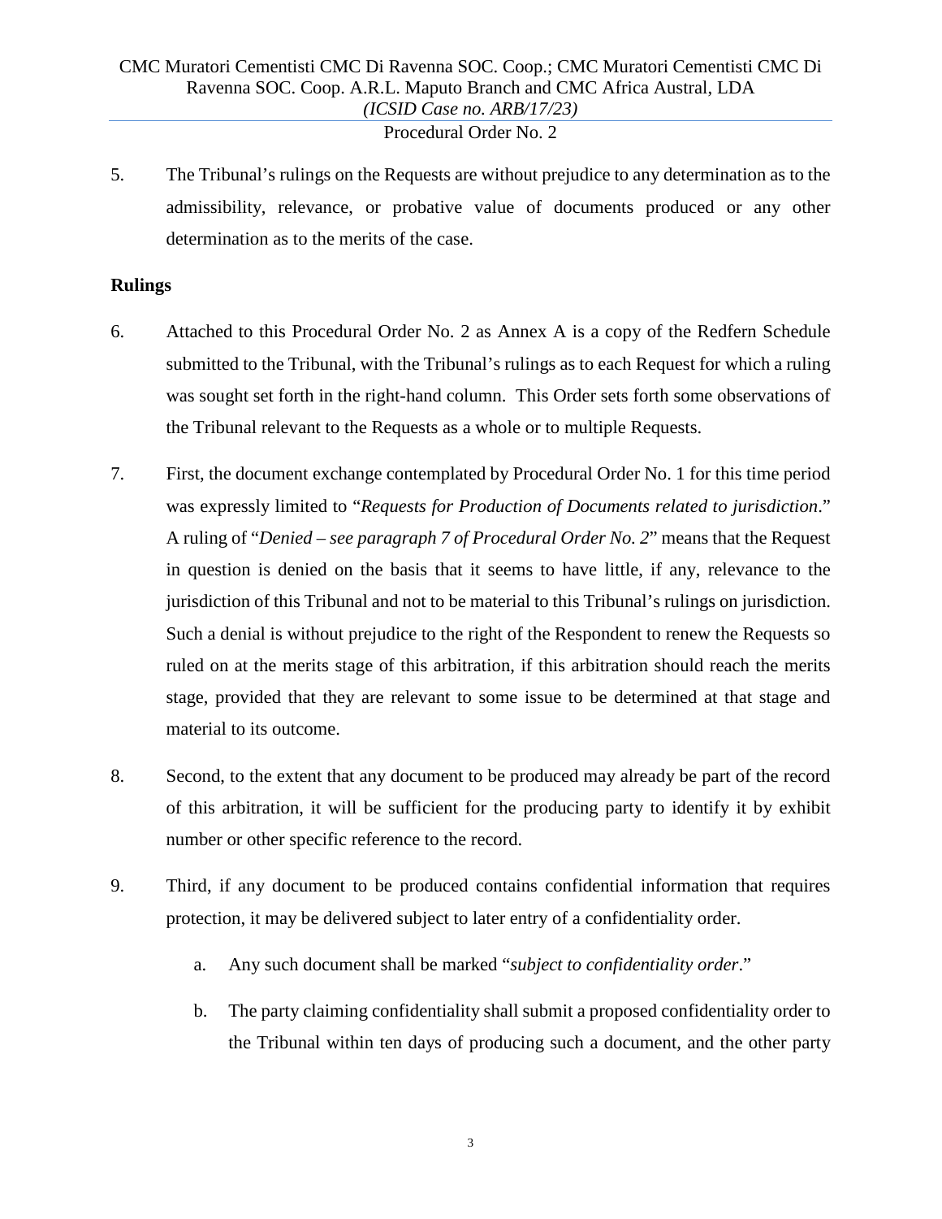5. The Tribunal's rulings on the Requests are without prejudice to any determination as to the admissibility, relevance, or probative value of documents produced or any other determination as to the merits of the case.

**Rulings**

6. Attached to this Procedural Order No. 2 as Annex A is a copy of the Redfern Schedule submitted to the Tribunal, with the Tribunal's rulings as to each Request for which a ruling was sought set forth in the right-hand column. This Order sets forth some observations of the Tribunal relevant to the Requests as a whole or to multiple Requests.

7. First, the document exchange contemplated by Procedural Order No. 1 for this time period was expressly limited to "*Requests for Production of Documents related to jurisdiction*." A ruling of "*Denied – see paragraph 7 of Procedural Order No. 2*" means that the Request in question is denied on the basis that it seems to have little, if any, relevance to the jurisdiction of this Tribunal and not to be material to this Tribunal's rulings on jurisdiction. Such a denial is without prejudice to the right of the Respondent to renew the Requests so ruled on at the merits stage of this arbitration, if this arbitration should reach the merits stage, provided that they are relevant to some issue to be determined at that stage and material to its outcome.

8. Second, to the extent that any document to be produced may already be part of the record of this arbitration, it will be sufficient for the producing party to identify it by exhibit number or other specific reference to the record.

9. Third, if any document to be produced contains confidential information that requires protection, it may be delivered subject to later entry of a confidentiality order.

   a. Any such document shall be marked "*subject to confidentiality order*."

   b. The party claiming confidentiality shall submit a proposed confidentiality order to the Tribunal within ten days of producing such a document, and the other party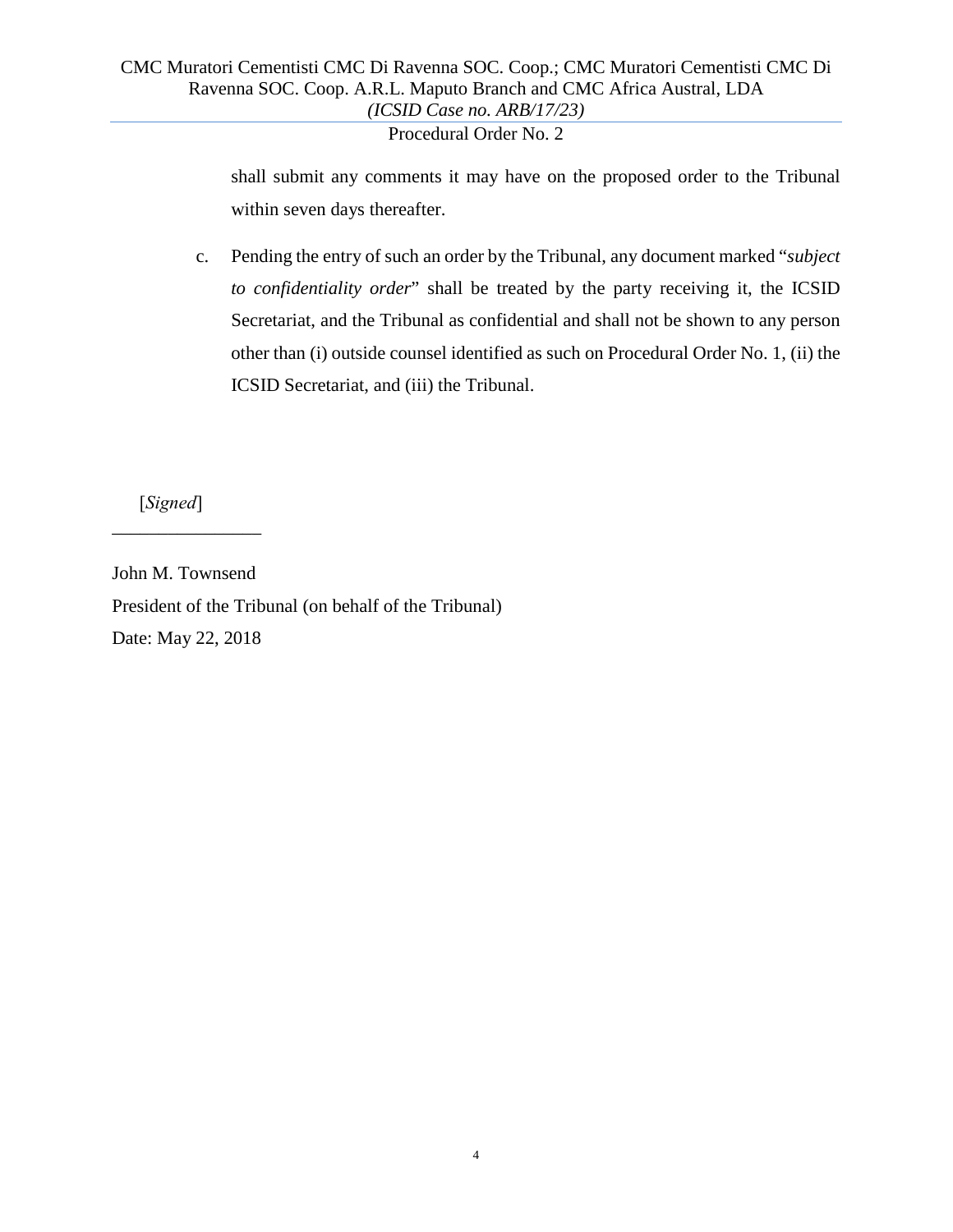shall submit any comments it may have on the proposed order to the Tribunal within seven days thereafter.

c. Pending the entry of such an order by the Tribunal, any document marked "*subject to confidentiality order*" shall be treated by the party receiving it, the ICSID Secretariat, and the Tribunal as confidential and shall not be shown to any person other than (i) outside counsel identified as such on Procedural Order No. 1, (ii) the ICSID Secretariat, and (iii) the Tribunal.

[*Signed*]

________________

John M. Townsend

President of the Tribunal (on behalf of the Tribunal)

Date: May 22, 2018